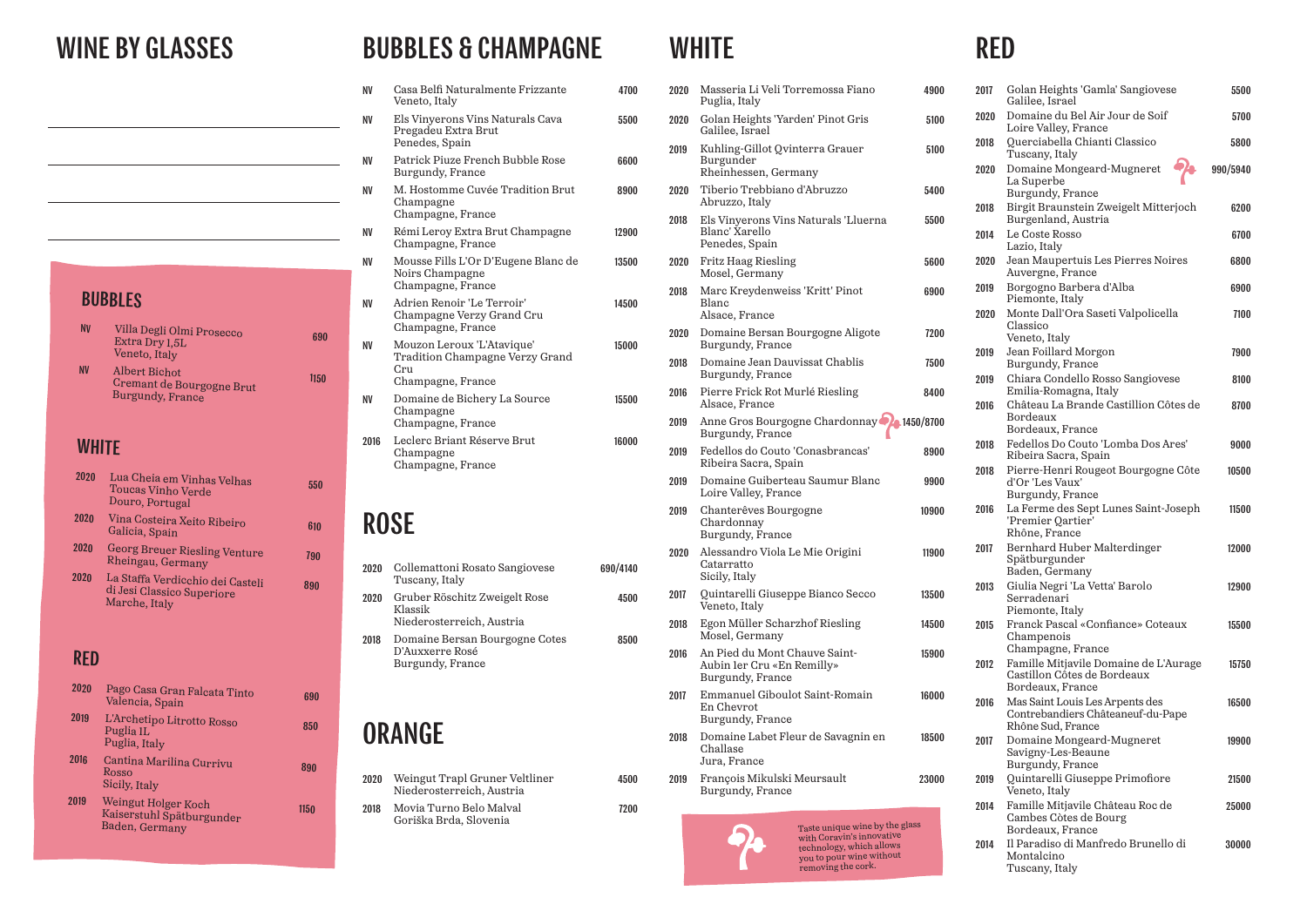# WINE BY GLASSES

## BUBBLES

| | | |
|---|---|---|
| NV | Villa Degli Olmi Prosecco Extra Dry 1,5L<br>Veneto, Italy | 690 |
| NV | Albert Bichot Cremant de Bourgogne Brut<br>Burgundy, France | 1150 |

## WHITE

| | | |
|---|---|---|
| 2020 | Lua Cheia em Vinhas Velhas Toucas Vinho Verde<br>Douro, Portugal | 550 |
| 2020 | Vina Costeira Xeito Ribeiro<br>Galicia, Spain | 610 |
| 2020 | Georg Breuer Riesling Venture<br>Rheingau, Germany | 790 |
| 2020 | La Staffa Verdicchio dei Castelli di Jesi Classico Superiore<br>Marche, Italy | 890 |

## RED

| | | |
|---|---|---|
| 2020 | Pago Casa Gran Falcata Tinto<br>Valencia, Spain | 690 |
| 2019 | L'Archetipo Litrotto Rosso Puglia IL<br>Puglia, Italy | 850 |
| 2016 | Cantina Marilina Currivu Rosso<br>Sicily, Italy | 890 |
| 2019 | Weingut Holger Koch Kaiserstuhl Spätburgunder<br>Baden, Germany | 1150 |

# BUBBLES & CHAMPAGNE

| | | |
|---|---|---|
| NV | Casa Belfi Naturalmente Frizzante<br>Veneto, Italy | 4700 |
| NV | Els Vinyerons Vins Naturals Cava Pregadeu Extra Brut<br>Penedes, Spain | 5500 |
| NV | Patrick Piuze French Bubble Rose<br>Burgundy, France | 6600 |
| NV | M. Hostomme Cuvée Tradition Brut Champagne<br>Champagne, France | 8900 |
| NV | Rémi Leroy Extra Brut Champagne<br>Champagne, France | 12900 |
| NV | Mousse Fills L'Or D'Eugene Blanc de Noirs Champagne<br>Champagne, France | 13500 |
| NV | Adrien Renoir 'Le Terroir' Champagne Verzy Grand Cru<br>Champagne, France | 14500 |
| NV | Mouzon Leroux 'L'Atavique' Tradition Champagne Verzy Grand Cru<br>Champagne, France | 15000 |
| NV | Domaine de Bichery La Source Champagne<br>Champagne, France | 15500 |
| 2016 | Leclerc Briant Réserve Brut Champagne<br>Champagne, France | 16000 |

# ROSE

| | | |
|---|---|---|
| 2020 | Collemattoni Rosato Sangiovese<br>Tuscany, Italy | 690/4140 |
| 2020 | Gruber Röschitz Zweigelt Rose Klassik<br>Niederosterreich, Austria | 4500 |
| 2018 | Domaine Bersan Bourgogne Cotes D'Auxxerre Rosé<br>Burgundy, France | 8500 |

# ORANGE

| | | |
|---|---|---|
| 2020 | Weingut Trapl Gruner Veltliner<br>Niederosterreich, Austria | 4500 |
| 2018 | Movia Turno Belo Malval<br>Goriška Brda, Slovenia | 7200 |

# WHITE

| | | |
|---|---|---|
| 2020 | Masseria Li Veli Torremossa Fiano<br>Puglia, Italy | 4900 |
| 2020 | Golan Heights 'Yarden' Pinot Gris<br>Galilee, Israel | 5100 |
| 2019 | Kuhling-Gillot Qvinterra Grauer Burgunder<br>Rheinhessen, Germany | 5100 |
| 2020 | Tiberio Trebbiano d'Abruzzo<br>Abruzzo, Italy | 5400 |
| 2018 | Els Vinyerons Vins Naturals 'Lluerna Blanc' Xarello<br>Penedes, Spain | 5500 |
| 2020 | Fritz Haag Riesling<br>Mosel, Germany | 5600 |
| 2018 | Marc Kreydenweiss 'Kritt' Pinot Blanc<br>Alsace, France | 6900 |
| 2020 | Domaine Bersan Bourgogne Aligote<br>Burgundy, France | 7200 |
| 2018 | Domaine Jean Dauvissat Chablis<br>Burgundy, France | 7500 |
| 2016 | Pierre Frick Rot Murlé Riesling<br>Alsace, France | 8400 |
| 2019 | Anne Gros Bourgogne Chardonnay<br>Burgundy, France | 1450/8700 |
| 2019 | Fedellos do Couto 'Conasbrancas'<br>Ribeira Sacra, Spain | 8900 |
| 2019 | Domaine Guiberteau Saumur Blanc<br>Loire Valley, France | 9900 |
| 2019 | Chanterêves Bourgogne Chardonnay<br>Burgundy, France | 10900 |
| 2020 | Alessandro Viola Le Mie Origini Catarratto<br>Sicily, Italy | 11900 |
| 2017 | Quintarelli Giuseppe Bianco Secco<br>Veneto, Italy | 13500 |
| 2018 | Egon Müller Scharzhof Riesling<br>Mosel, Germany | 14500 |
| 2016 | An Pied du Mont Chauve Saint-Aubin 1er Cru «En Remilly»<br>Burgundy, France | 15900 |
| 2017 | Emmanuel Giboulot Saint-Romain En Chevrot<br>Burgundy, France | 16000 |
| 2018 | Domaine Labet Fleur de Savagnin en Challase<br>Jura, France | 18500 |
| 2019 | François Mikulski Meursault<br>Burgundy, France | 23000 |

Taste unique wine by the glass with Coravin's innovative technology, which allows you to pour wine without removing the cork.

# RED

| | | |
|---|---|---|
| 2017 | Golan Heights 'Gamla' Sangiovese<br>Galilee, Israel | 5500 |
| 2020 | Domaine du Bel Air Jour de Soif<br>Loire Valley, France | 5700 |
| 2018 | Querciabella Chianti Classico<br>Tuscany, Italy | 5800 |
| 2020 | Domaine Mongeard-Mugneret La Superbe<br>Burgundy, France | 990/5940 |
| 2018 | Birgit Braunstein Zweigelt Mitterjoch<br>Burgenland, Austria | 6200 |
| 2014 | Le Coste Rosso<br>Lazio, Italy | 6700 |
| 2020 | Jean Maupertuis Les Pierres Noires<br>Auvergne, France | 6800 |
| 2019 | Borgogno Barbera d'Alba<br>Piemonte, Italy | 6900 |
| 2020 | Monte Dall'Ora Saseti Valpolicella Classico<br>Veneto, Italy | 7100 |
| 2019 | Jean Foillard Morgon<br>Burgundy, France | 7900 |
| 2019 | Chiara Condello Rosso Sangiovese<br>Emilia-Romagna, Italy | 8100 |
| 2016 | Château La Brande Castillion Côtes de Bordeaux<br>Bordeaux, France | 8700 |
| 2018 | Fedellos Do Couto 'Lomba Dos Ares'<br>Ribeira Sacra, Spain | 9000 |
| 2018 | Pierre-Henri Rougeot Bourgogne Côte d'Or 'Les Vaux'<br>Burgundy, France | 10500 |
| 2016 | La Ferme des Sept Lunes Saint-Joseph 'Premier Qartier'<br>Rhône, France | 11500 |
| 2017 | Bernhard Huber Malterdinger Spätburgunder<br>Baden, Germany | 12000 |
| 2013 | Giulia Negri 'La Vetta' Barolo Serradenari<br>Piemonte, Italy | 12900 |
| 2015 | Franck Pascal «Confiance» Coteaux Champenois<br>Champagne, France | 15500 |
| 2012 | Famille Mitjavile Domaine de L'Aurage Castillon Côtes de Bordeaux<br>Bordeaux, France | 15750 |
| 2016 | Mas Saint Louis Les Arpents des Contrebandiers Châteaneuf-du-Pape<br>Rhône Sud, France | 16500 |
| 2017 | Domaine Mongeard-Mugneret Savigny-Les-Beaune<br>Burgundy, France | 19900 |
| 2019 | Quintarelli Giuseppe Primofiore<br>Veneto, Italy | 21500 |
| 2014 | Famille Mitjavile Château Roc de Cambes Côtes de Bourg<br>Bordeaux, France | 25000 |
| 2014 | Il Paradiso di Manfredo Brunello di Montalcino<br>Tuscany, Italy | 30000 |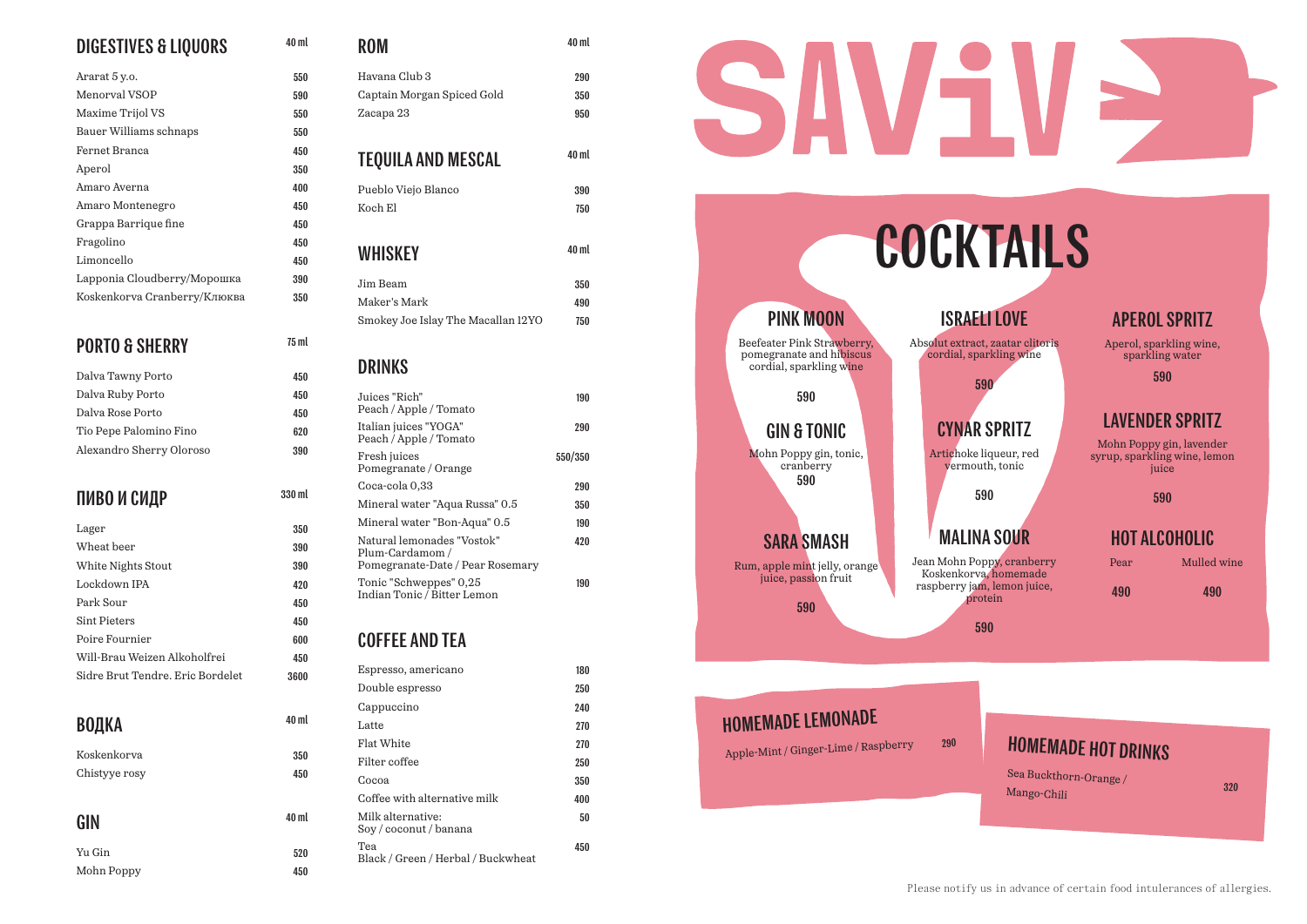## DIGESTIVES & LIQUORS

| | 40 ml |
|---|---|
| Ararat 5 y.o. | 550 |
| Menorval VSOP | 590 |
| Maxime Trijol VS | 550 |
| Bauer Williams schnaps | 550 |
| Fernet Branca | 450 |
| Aperol | 350 |
| Amaro Averna | 400 |
| Amaro Montenegro | 450 |
| Grappa Barrique fine | 450 |
| Fragolino | 450 |
| Limoncello | 450 |
| Lapponia Cloudberry/Морошка | 390 |
| Koskenkorva Cranberry/Клюква | 350 |

## PORTO & SHERRY

| | 75 ml |
|---|---|
| Dalva Tawny Porto | 450 |
| Dalva Ruby Porto | 450 |
| Dalva Rose Porto | 450 |
| Tio Pepe Palomino Fino | 620 |
| Alexandro Sherry Oloroso | 390 |

## ПИВО И СИДР

| | 330 ml |
|---|---|
| Lager | 350 |
| Wheat beer | 390 |
| White Nights Stout | 390 |
| Lockdown IPA | 420 |
| Park Sour | 450 |
| Sint Pieters | 450 |
| Poire Fournier | 600 |
| Will-Brau Weizen Alkoholfrei | 450 |
| Sidre Brut Tendre. Eric Bordelet | 3600 |

## ВОДКА

| | 40 ml |
|---|---|
| Koskenkorva | 350 |
| Chistyye rosy | 450 |

## GIN

| | 40 ml |
|---|---|
| Yu Gin | 520 |
| Mohn Poppy | 450 |

## ROM

| | 40 ml |
|---|---|
| Havana Club 3 | 290 |
| Captain Morgan Spiced Gold | 350 |
| Zacapa 23 | 950 |

## TEQUILA AND MESCAL

| | 40 ml |
|---|---|
| Pueblo Viejo Blanco | 390 |
| Koch El | 750 |

## WHISKEY

| | 40 ml |
|---|---|
| Jim Beam | 350 |
| Maker's Mark | 490 |
| Smokey Joe Islay The Macallan 12YO | 750 |

## DRINKS

| | |
|---|---|
| Juices "Rich" Peach / Apple / Tomato | 190 |
| Italian juices "YOGA" Peach / Apple / Tomato | 290 |
| Fresh juices Pomegranate / Orange | 550/350 |
| Coca-cola 0,33 | 290 |
| Mineral water "Aqua Russa" 0.5 | 350 |
| Mineral water "Bon-Aqua" 0.5 | 190 |
| Natural lemonades "Vostok" Plum-Cardamom / Pomegranate-Date / Pear Rosemary | 420 |
| Tonic "Schweppes" 0,25 Indian Tonic / Bitter Lemon | 190 |

## COFFEE AND TEA

| | |
|---|---|
| Espresso, americano | 180 |
| Double espresso | 250 |
| Cappuccino | 240 |
| Latte | 270 |
| Flat White | 270 |
| Filter coffee | 250 |
| Cocoa | 350 |
| Coffee with alternative milk | 400 |
| Milk alternative: Soy / coconut / banana | 50 |
| Tea Black / Green / Herbal / Buckwheat | 450 |

# SAViV

## COCKTAILS

### PINK MOON
Beefeater Pink Strawberry, pomegranate and hibiscus cordial, sparkling wine

590

### ISRAELI LOVE
Absolut extract, zaatar clitoris cordial, sparkling wine

590

### APEROL SPRITZ
Aperol, sparkling wine, sparkling water

590

### GIN & TONIC
Mohn Poppy gin, tonic, cranberry

590

### CYNAR SPRITZ
Artichoke liqueur, red vermouth, tonic

590

### LAVENDER SPRITZ
Mohn Poppy gin, lavender syrup, sparkling wine, lemon juice

590

### SARA SMASH
Rum, apple mint jelly, orange juice, passion fruit

590

### MALINA SOUR
Jean Mohn Poppy, cranberry Koskenkorva, homemade raspberry jam, lemon juice, protein

590

### HOT ALCOHOLIC

| Pear | Mulled wine |
|---|---|
| 490 | 490 |

## HOMEMADE LEMONADE

Apple-Mint / Ginger-Lime / Raspberry — 290

## HOMEMADE HOT DRINKS

Sea Buckthorn-Orange / Mango-Chili — 320

Please notify us in advance of certain food intulerances of allergies.